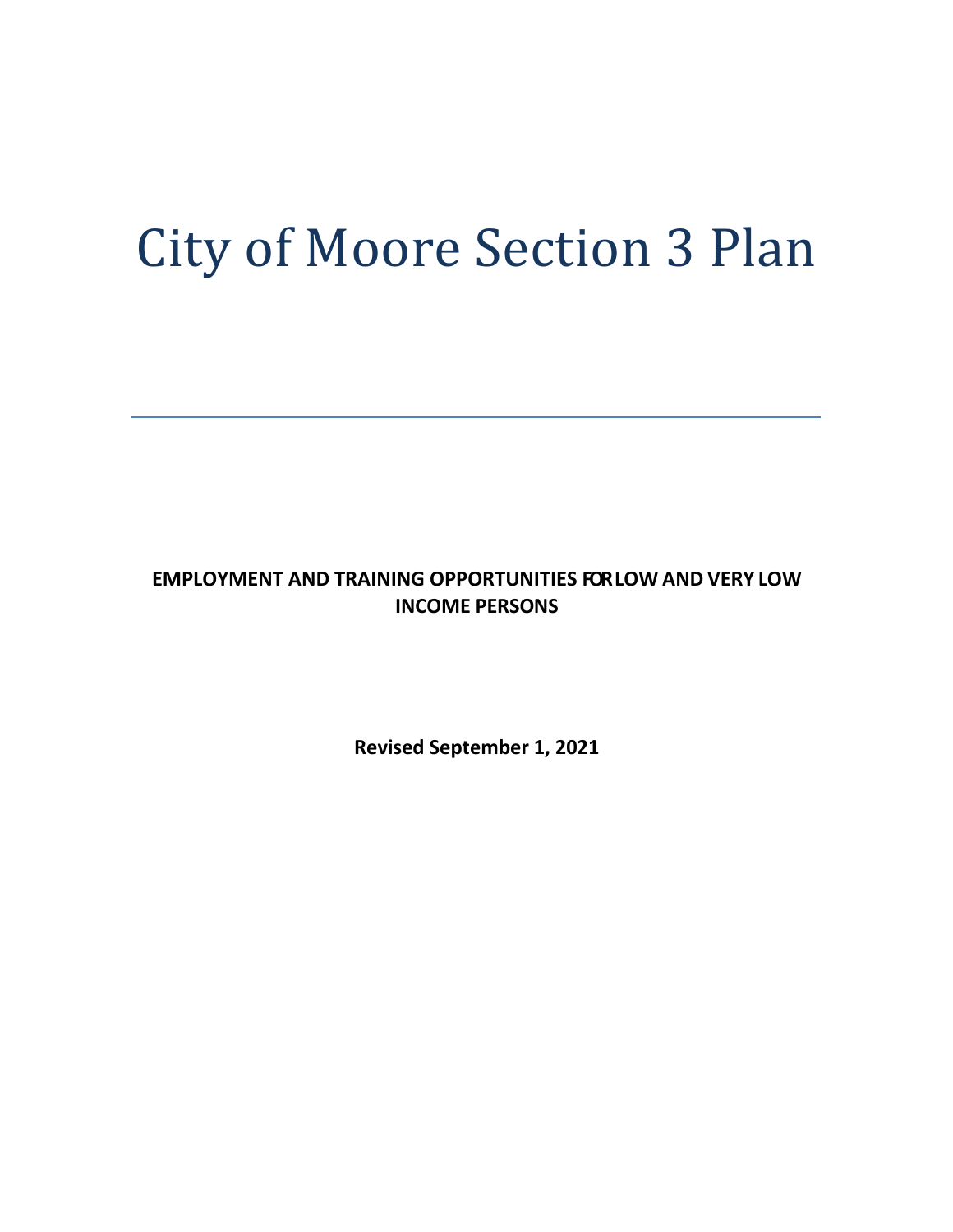# City of Moore Section 3 Plan

---

**EMPLOYMENT AND TRAINING OPPORTUNITIES FOR LOW AND VERY LOW INCOME PERSONS**

**Revised September 1, 2021**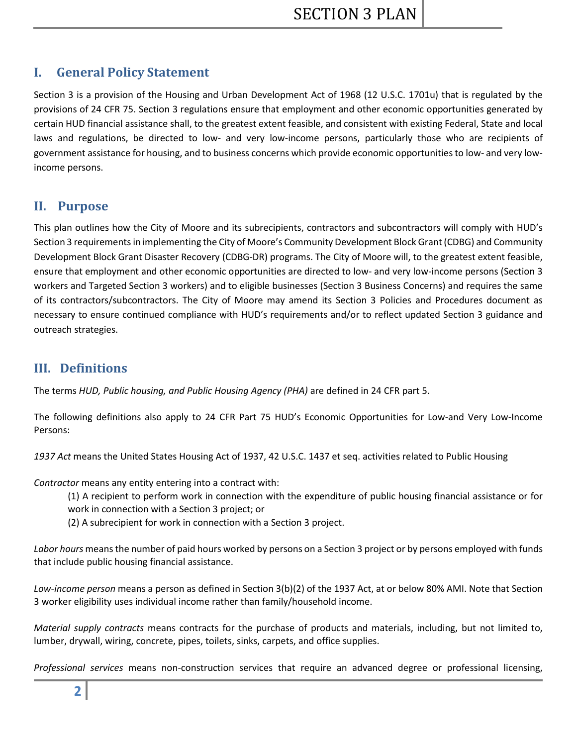## I. General Policy Statement

Section 3 is a provision of the Housing and Urban Development Act of 1968 (12 U.S.C. 1701u) that is regulated by the provisions of 24 CFR 75. Section 3 regulations ensure that employment and other economic opportunities generated by certain HUD financial assistance shall, to the greatest extent feasible, and consistent with existing Federal, State and local laws and regulations, be directed to low- and very low-income persons, particularly those who are recipients of government assistance for housing, and to business concerns which provide economic opportunities to low- and very low-income persons.

## II. Purpose

This plan outlines how the City of Moore and its subrecipients, contractors and subcontractors will comply with HUD's Section 3 requirements in implementing the City of Moore's Community Development Block Grant (CDBG) and Community Development Block Grant Disaster Recovery (CDBG-DR) programs. The City of Moore will, to the greatest extent feasible, ensure that employment and other economic opportunities are directed to low- and very low-income persons (Section 3 workers and Targeted Section 3 workers) and to eligible businesses (Section 3 Business Concerns) and requires the same of its contractors/subcontractors. The City of Moore may amend its Section 3 Policies and Procedures document as necessary to ensure continued compliance with HUD's requirements and/or to reflect updated Section 3 guidance and outreach strategies.

## III. Definitions

The terms *HUD, Public housing, and Public Housing Agency (PHA)* are defined in 24 CFR part 5.

The following definitions also apply to 24 CFR Part 75 HUD's Economic Opportunities for Low-and Very Low-Income Persons:

*1937 Act* means the United States Housing Act of 1937, 42 U.S.C. 1437 et seq. activities related to Public Housing

*Contractor* means any entity entering into a contract with:

(1) A recipient to perform work in connection with the expenditure of public housing financial assistance or for work in connection with a Section 3 project; or

(2) A subrecipient for work in connection with a Section 3 project.

*Labor hours* means the number of paid hours worked by persons on a Section 3 project or by persons employed with funds that include public housing financial assistance.

*Low-income person* means a person as defined in Section 3(b)(2) of the 1937 Act, at or below 80% AMI. Note that Section 3 worker eligibility uses individual income rather than family/household income.

*Material supply contracts* means contracts for the purchase of products and materials, including, but not limited to, lumber, drywall, wiring, concrete, pipes, toilets, sinks, carpets, and office supplies.

*Professional services* means non-construction services that require an advanced degree or professional licensing,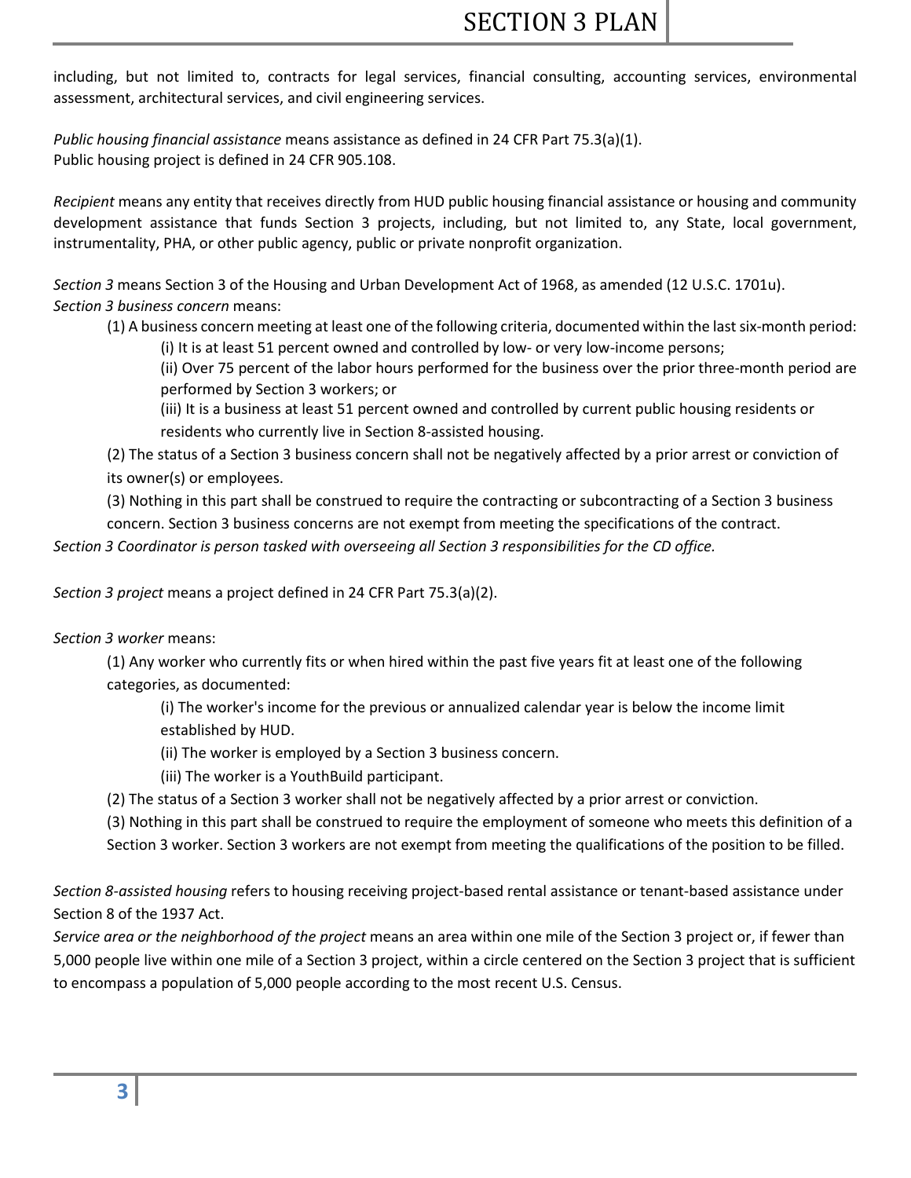including, but not limited to, contracts for legal services, financial consulting, accounting services, environmental assessment, architectural services, and civil engineering services.

*Public housing financial assistance* means assistance as defined in 24 CFR Part 75.3(a)(1).
Public housing project is defined in 24 CFR 905.108.

*Recipient* means any entity that receives directly from HUD public housing financial assistance or housing and community development assistance that funds Section 3 projects, including, but not limited to, any State, local government, instrumentality, PHA, or other public agency, public or private nonprofit organization.

*Section 3* means Section 3 of the Housing and Urban Development Act of 1968, as amended (12 U.S.C. 1701u).
*Section 3 business concern* means:

(1) A business concern meeting at least one of the following criteria, documented within the last six-month period:

(i) It is at least 51 percent owned and controlled by low- or very low-income persons;

(ii) Over 75 percent of the labor hours performed for the business over the prior three-month period are performed by Section 3 workers; or

(iii) It is a business at least 51 percent owned and controlled by current public housing residents or residents who currently live in Section 8-assisted housing.

(2) The status of a Section 3 business concern shall not be negatively affected by a prior arrest or conviction of its owner(s) or employees.

(3) Nothing in this part shall be construed to require the contracting or subcontracting of a Section 3 business concern. Section 3 business concerns are not exempt from meeting the specifications of the contract.

*Section 3 Coordinator is person tasked with overseeing all Section 3 responsibilities for the CD office.*

*Section 3 project* means a project defined in 24 CFR Part 75.3(a)(2).

*Section 3 worker* means:

(1) Any worker who currently fits or when hired within the past five years fit at least one of the following categories, as documented:

(i) The worker's income for the previous or annualized calendar year is below the income limit established by HUD.

(ii) The worker is employed by a Section 3 business concern.

(iii) The worker is a YouthBuild participant.

(2) The status of a Section 3 worker shall not be negatively affected by a prior arrest or conviction.

(3) Nothing in this part shall be construed to require the employment of someone who meets this definition of a Section 3 worker. Section 3 workers are not exempt from meeting the qualifications of the position to be filled.

*Section 8-assisted housing* refers to housing receiving project-based rental assistance or tenant-based assistance under Section 8 of the 1937 Act.
*Service area or the neighborhood of the project* means an area within one mile of the Section 3 project or, if fewer than 5,000 people live within one mile of a Section 3 project, within a circle centered on the Section 3 project that is sufficient to encompass a population of 5,000 people according to the most recent U.S. Census.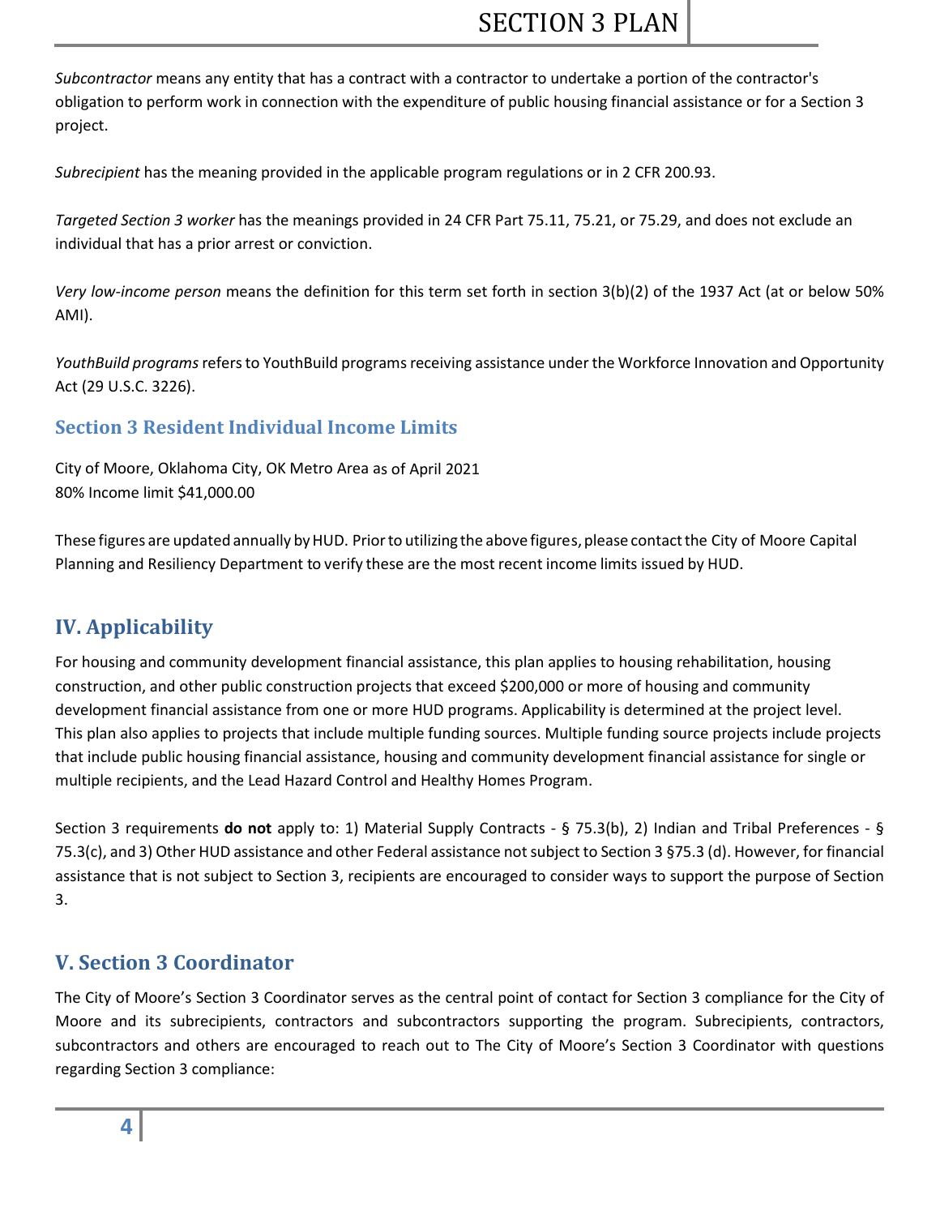*Subcontractor* means any entity that has a contract with a contractor to undertake a portion of the contractor's obligation to perform work in connection with the expenditure of public housing financial assistance or for a Section 3 project.

*Subrecipient* has the meaning provided in the applicable program regulations or in 2 CFR 200.93.

*Targeted Section 3 worker* has the meanings provided in 24 CFR Part 75.11, 75.21, or 75.29, and does not exclude an individual that has a prior arrest or conviction.

*Very low-income person* means the definition for this term set forth in section 3(b)(2) of the 1937 Act (at or below 50% AMI).

*YouthBuild programs* refers to YouthBuild programs receiving assistance under the Workforce Innovation and Opportunity Act (29 U.S.C. 3226).

### Section 3 Resident Individual Income Limits

City of Moore, Oklahoma City, OK Metro Area as of April 2021
80% Income limit $41,000.00

These figures are updated annually by HUD. Prior to utilizing the above figures, please contact the City of Moore Capital Planning and Resiliency Department to verify these are the most recent income limits issued by HUD.

## IV. Applicability

For housing and community development financial assistance, this plan applies to housing rehabilitation, housing construction, and other public construction projects that exceed $200,000 or more of housing and community development financial assistance from one or more HUD programs. Applicability is determined at the project level. This plan also applies to projects that include multiple funding sources. Multiple funding source projects include projects that include public housing financial assistance, housing and community development financial assistance for single or multiple recipients, and the Lead Hazard Control and Healthy Homes Program.

Section 3 requirements **do not** apply to: 1) Material Supply Contracts - § 75.3(b), 2) Indian and Tribal Preferences - § 75.3(c), and 3) Other HUD assistance and other Federal assistance not subject to Section 3 §75.3 (d). However, for financial assistance that is not subject to Section 3, recipients are encouraged to consider ways to support the purpose of Section 3.

## V. Section 3 Coordinator

The City of Moore's Section 3 Coordinator serves as the central point of contact for Section 3 compliance for the City of Moore and its subrecipients, contractors and subcontractors supporting the program. Subrecipients, contractors, subcontractors and others are encouraged to reach out to The City of Moore's Section 3 Coordinator with questions regarding Section 3 compliance: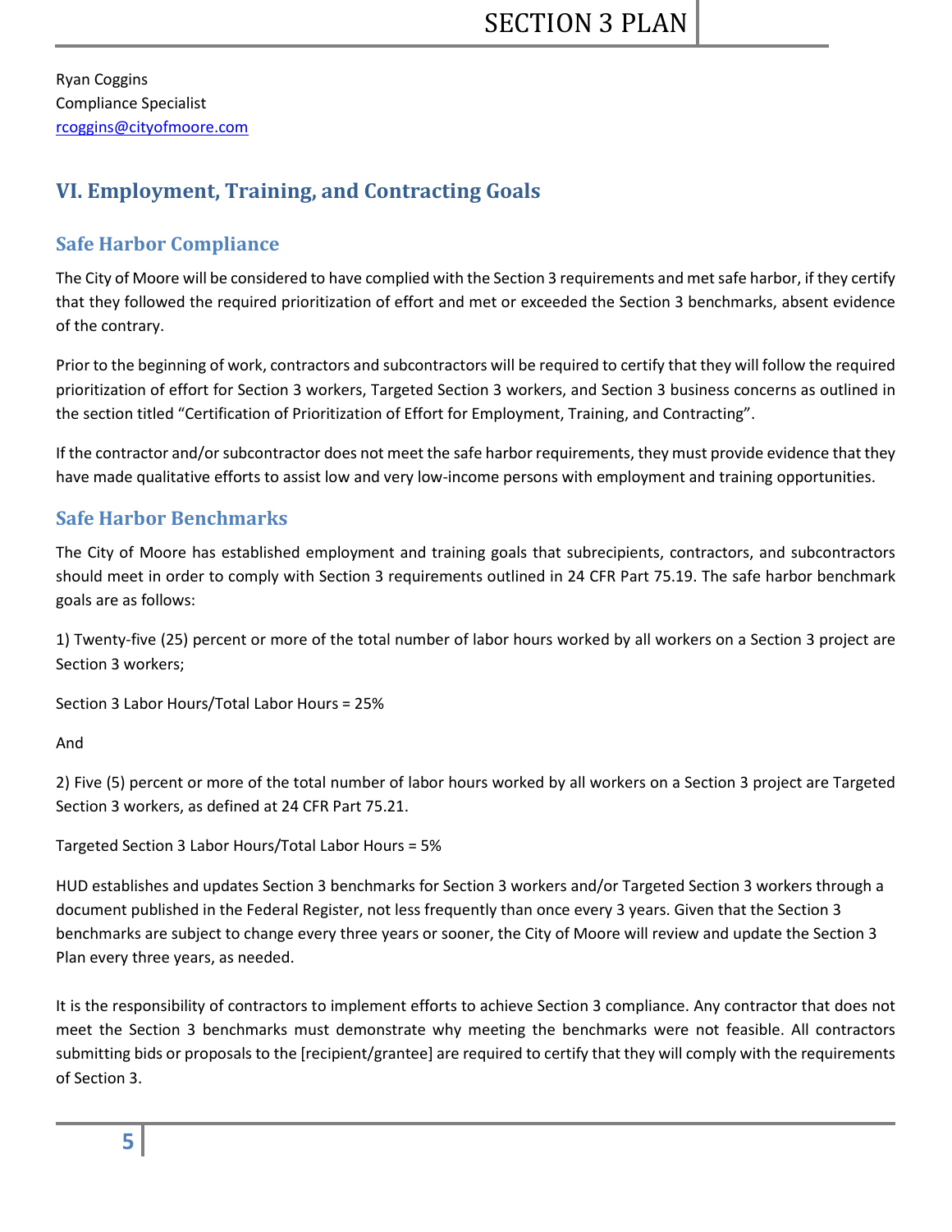Ryan Coggins
Compliance Specialist
rcoggins@cityofmoore.com

## VI. Employment, Training, and Contracting Goals

### Safe Harbor Compliance

The City of Moore will be considered to have complied with the Section 3 requirements and met safe harbor, if they certify that they followed the required prioritization of effort and met or exceeded the Section 3 benchmarks, absent evidence of the contrary.

Prior to the beginning of work, contractors and subcontractors will be required to certify that they will follow the required prioritization of effort for Section 3 workers, Targeted Section 3 workers, and Section 3 business concerns as outlined in the section titled "Certification of Prioritization of Effort for Employment, Training, and Contracting".

If the contractor and/or subcontractor does not meet the safe harbor requirements, they must provide evidence that they have made qualitative efforts to assist low and very low-income persons with employment and training opportunities.

### Safe Harbor Benchmarks

The City of Moore has established employment and training goals that subrecipients, contractors, and subcontractors should meet in order to comply with Section 3 requirements outlined in 24 CFR Part 75.19. The safe harbor benchmark goals are as follows:

1) Twenty-five (25) percent or more of the total number of labor hours worked by all workers on a Section 3 project are Section 3 workers;

Section 3 Labor Hours/Total Labor Hours = 25%

And

2) Five (5) percent or more of the total number of labor hours worked by all workers on a Section 3 project are Targeted Section 3 workers, as defined at 24 CFR Part 75.21.

Targeted Section 3 Labor Hours/Total Labor Hours = 5%

HUD establishes and updates Section 3 benchmarks for Section 3 workers and/or Targeted Section 3 workers through a document published in the Federal Register, not less frequently than once every 3 years. Given that the Section 3 benchmarks are subject to change every three years or sooner, the City of Moore will review and update the Section 3 Plan every three years, as needed.

It is the responsibility of contractors to implement efforts to achieve Section 3 compliance. Any contractor that does not meet the Section 3 benchmarks must demonstrate why meeting the benchmarks were not feasible. All contractors submitting bids or proposals to the [recipient/grantee] are required to certify that they will comply with the requirements of Section 3.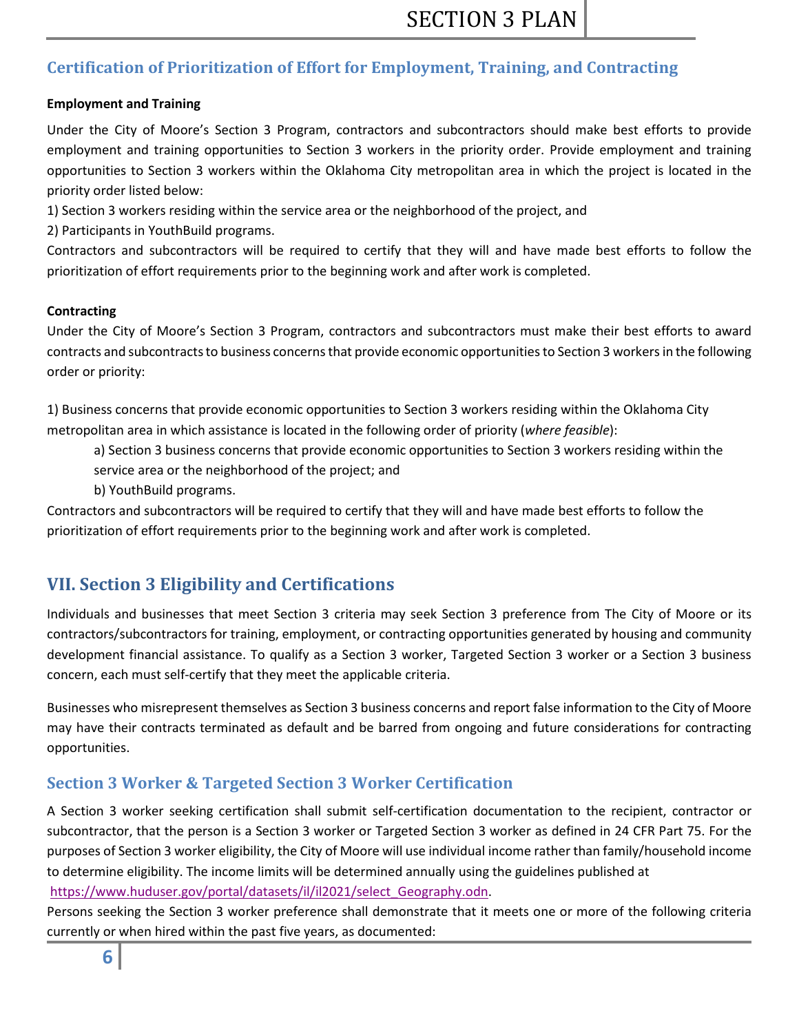## Certification of Prioritization of Effort for Employment, Training, and Contracting

**Employment and Training**

Under the City of Moore's Section 3 Program, contractors and subcontractors should make best efforts to provide employment and training opportunities to Section 3 workers in the priority order. Provide employment and training opportunities to Section 3 workers within the Oklahoma City metropolitan area in which the project is located in the priority order listed below:

1) Section 3 workers residing within the service area or the neighborhood of the project, and
2) Participants in YouthBuild programs.

Contractors and subcontractors will be required to certify that they will and have made best efforts to follow the prioritization of effort requirements prior to the beginning work and after work is completed.

**Contracting**

Under the City of Moore's Section 3 Program, contractors and subcontractors must make their best efforts to award contracts and subcontracts to business concerns that provide economic opportunities to Section 3 workers in the following order or priority:

1) Business concerns that provide economic opportunities to Section 3 workers residing within the Oklahoma City metropolitan area in which assistance is located in the following order of priority (*where feasible*):
   a) Section 3 business concerns that provide economic opportunities to Section 3 workers residing within the service area or the neighborhood of the project; and
   b) YouthBuild programs.

Contractors and subcontractors will be required to certify that they will and have made best efforts to follow the prioritization of effort requirements prior to the beginning work and after work is completed.

# VII. Section 3 Eligibility and Certifications

Individuals and businesses that meet Section 3 criteria may seek Section 3 preference from The City of Moore or its contractors/subcontractors for training, employment, or contracting opportunities generated by housing and community development financial assistance. To qualify as a Section 3 worker, Targeted Section 3 worker or a Section 3 business concern, each must self-certify that they meet the applicable criteria.

Businesses who misrepresent themselves as Section 3 business concerns and report false information to the City of Moore may have their contracts terminated as default and be barred from ongoing and future considerations for contracting opportunities.

## Section 3 Worker & Targeted Section 3 Worker Certification

A Section 3 worker seeking certification shall submit self-certification documentation to the recipient, contractor or subcontractor, that the person is a Section 3 worker or Targeted Section 3 worker as defined in 24 CFR Part 75. For the purposes of Section 3 worker eligibility, the City of Moore will use individual income rather than family/household income to determine eligibility. The income limits will be determined annually using the guidelines published at https://www.huduser.gov/portal/datasets/il/il2021/select_Geography.odn.

Persons seeking the Section 3 worker preference shall demonstrate that it meets one or more of the following criteria currently or when hired within the past five years, as documented: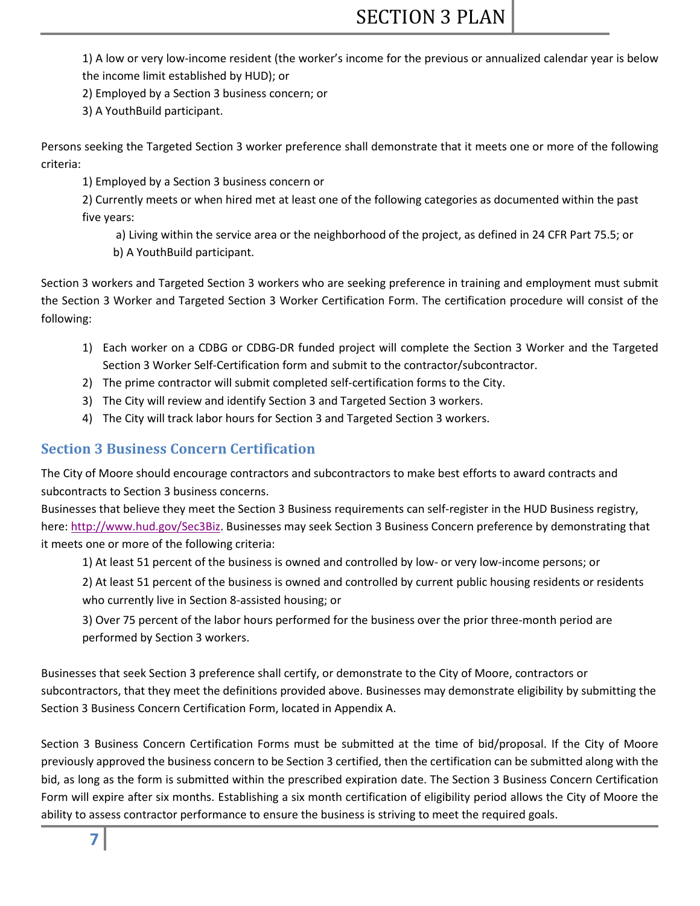1) A low or very low-income resident (the worker's income for the previous or annualized calendar year is below the income limit established by HUD); or

2) Employed by a Section 3 business concern; or

3) A YouthBuild participant.

Persons seeking the Targeted Section 3 worker preference shall demonstrate that it meets one or more of the following criteria:

1) Employed by a Section 3 business concern or

2) Currently meets or when hired met at least one of the following categories as documented within the past five years:

   a) Living within the service area or the neighborhood of the project, as defined in 24 CFR Part 75.5; or

   b) A YouthBuild participant.

Section 3 workers and Targeted Section 3 workers who are seeking preference in training and employment must submit the Section 3 Worker and Targeted Section 3 Worker Certification Form. The certification procedure will consist of the following:

1) Each worker on a CDBG or CDBG-DR funded project will complete the Section 3 Worker and the Targeted Section 3 Worker Self-Certification form and submit to the contractor/subcontractor.
2) The prime contractor will submit completed self-certification forms to the City.
3) The City will review and identify Section 3 and Targeted Section 3 workers.
4) The City will track labor hours for Section 3 and Targeted Section 3 workers.

## Section 3 Business Concern Certification

The City of Moore should encourage contractors and subcontractors to make best efforts to award contracts and subcontracts to Section 3 business concerns.

Businesses that believe they meet the Section 3 Business requirements can self-register in the HUD Business registry, here: http://www.hud.gov/Sec3Biz. Businesses may seek Section 3 Business Concern preference by demonstrating that it meets one or more of the following criteria:

1) At least 51 percent of the business is owned and controlled by low- or very low-income persons; or

2) At least 51 percent of the business is owned and controlled by current public housing residents or residents who currently live in Section 8-assisted housing; or

3) Over 75 percent of the labor hours performed for the business over the prior three-month period are performed by Section 3 workers.

Businesses that seek Section 3 preference shall certify, or demonstrate to the City of Moore, contractors or subcontractors, that they meet the definitions provided above. Businesses may demonstrate eligibility by submitting the Section 3 Business Concern Certification Form, located in Appendix A.

Section 3 Business Concern Certification Forms must be submitted at the time of bid/proposal. If the City of Moore previously approved the business concern to be Section 3 certified, then the certification can be submitted along with the bid, as long as the form is submitted within the prescribed expiration date. The Section 3 Business Concern Certification Form will expire after six months. Establishing a six month certification of eligibility period allows the City of Moore the ability to assess contractor performance to ensure the business is striving to meet the required goals.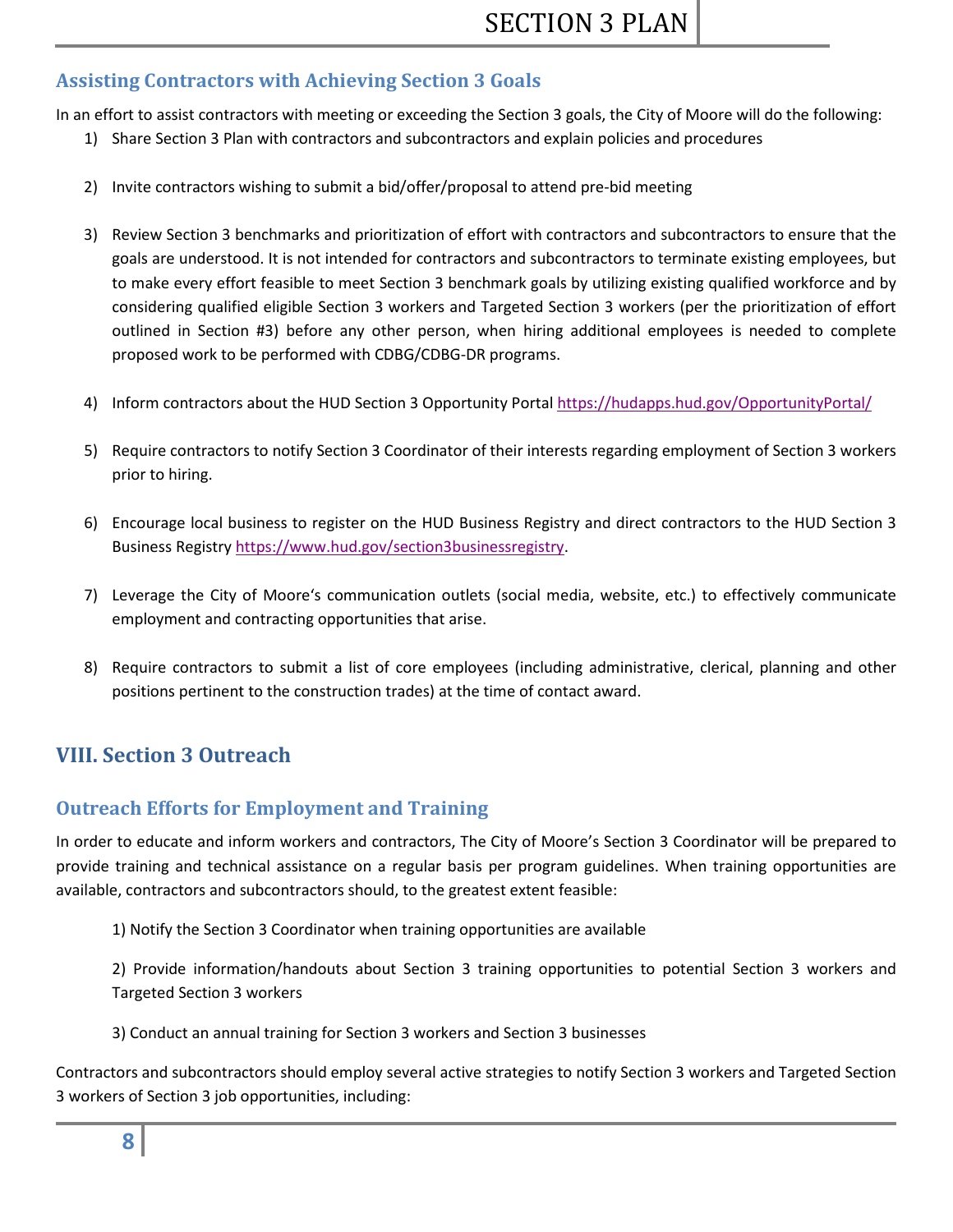## Assisting Contractors with Achieving Section 3 Goals

In an effort to assist contractors with meeting or exceeding the Section 3 goals, the City of Moore will do the following:

1) Share Section 3 Plan with contractors and subcontractors and explain policies and procedures
2) Invite contractors wishing to submit a bid/offer/proposal to attend pre-bid meeting
3) Review Section 3 benchmarks and prioritization of effort with contractors and subcontractors to ensure that the goals are understood. It is not intended for contractors and subcontractors to terminate existing employees, but to make every effort feasible to meet Section 3 benchmark goals by utilizing existing qualified workforce and by considering qualified eligible Section 3 workers and Targeted Section 3 workers (per the prioritization of effort outlined in Section #3) before any other person, when hiring additional employees is needed to complete proposed work to be performed with CDBG/CDBG-DR programs.
4) Inform contractors about the HUD Section 3 Opportunity Portal https://hudapps.hud.gov/OpportunityPortal/
5) Require contractors to notify Section 3 Coordinator of their interests regarding employment of Section 3 workers prior to hiring.
6) Encourage local business to register on the HUD Business Registry and direct contractors to the HUD Section 3 Business Registry https://www.hud.gov/section3businessregistry.
7) Leverage the City of Moore's communication outlets (social media, website, etc.) to effectively communicate employment and contracting opportunities that arise.
8) Require contractors to submit a list of core employees (including administrative, clerical, planning and other positions pertinent to the construction trades) at the time of contact award.

# VIII. Section 3 Outreach

## Outreach Efforts for Employment and Training

In order to educate and inform workers and contractors, The City of Moore's Section 3 Coordinator will be prepared to provide training and technical assistance on a regular basis per program guidelines. When training opportunities are available, contractors and subcontractors should, to the greatest extent feasible:

1) Notify the Section 3 Coordinator when training opportunities are available
2) Provide information/handouts about Section 3 training opportunities to potential Section 3 workers and Targeted Section 3 workers
3) Conduct an annual training for Section 3 workers and Section 3 businesses

Contractors and subcontractors should employ several active strategies to notify Section 3 workers and Targeted Section 3 workers of Section 3 job opportunities, including: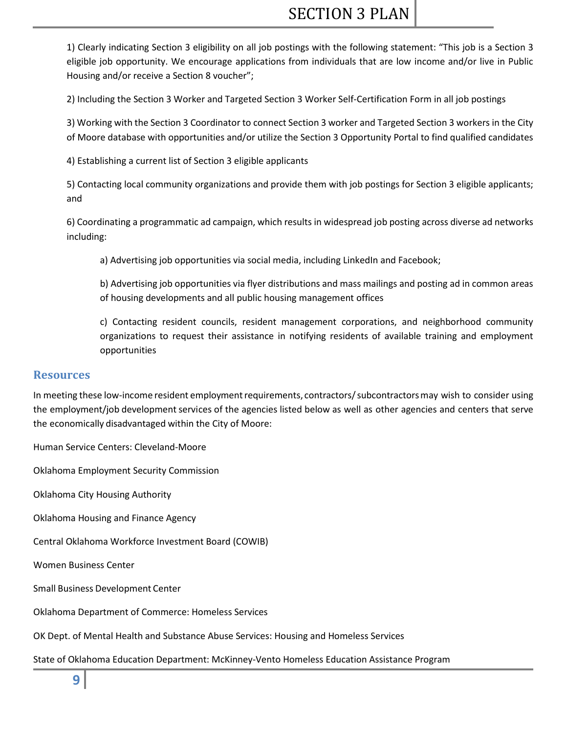1) Clearly indicating Section 3 eligibility on all job postings with the following statement: "This job is a Section 3 eligible job opportunity. We encourage applications from individuals that are low income and/or live in Public Housing and/or receive a Section 8 voucher";

2) Including the Section 3 Worker and Targeted Section 3 Worker Self-Certification Form in all job postings

3) Working with the Section 3 Coordinator to connect Section 3 worker and Targeted Section 3 workers in the City of Moore database with opportunities and/or utilize the Section 3 Opportunity Portal to find qualified candidates

4) Establishing a current list of Section 3 eligible applicants

5) Contacting local community organizations and provide them with job postings for Section 3 eligible applicants; and

6) Coordinating a programmatic ad campaign, which results in widespread job posting across diverse ad networks including:

> a) Advertising job opportunities via social media, including LinkedIn and Facebook;
>
> b) Advertising job opportunities via flyer distributions and mass mailings and posting ad in common areas of housing developments and all public housing management offices
>
> c) Contacting resident councils, resident management corporations, and neighborhood community organizations to request their assistance in notifying residents of available training and employment opportunities

## Resources

In meeting these low-income resident employment requirements, contractors/ subcontractors may wish to consider using the employment/job development services of the agencies listed below as well as other agencies and centers that serve the economically disadvantaged within the City of Moore:

Human Service Centers: Cleveland-Moore

Oklahoma Employment Security Commission

Oklahoma City Housing Authority

Oklahoma Housing and Finance Agency

Central Oklahoma Workforce Investment Board (COWIB)

Women Business Center

Small Business Development Center

Oklahoma Department of Commerce: Homeless Services

OK Dept. of Mental Health and Substance Abuse Services: Housing and Homeless Services

State of Oklahoma Education Department: McKinney-Vento Homeless Education Assistance Program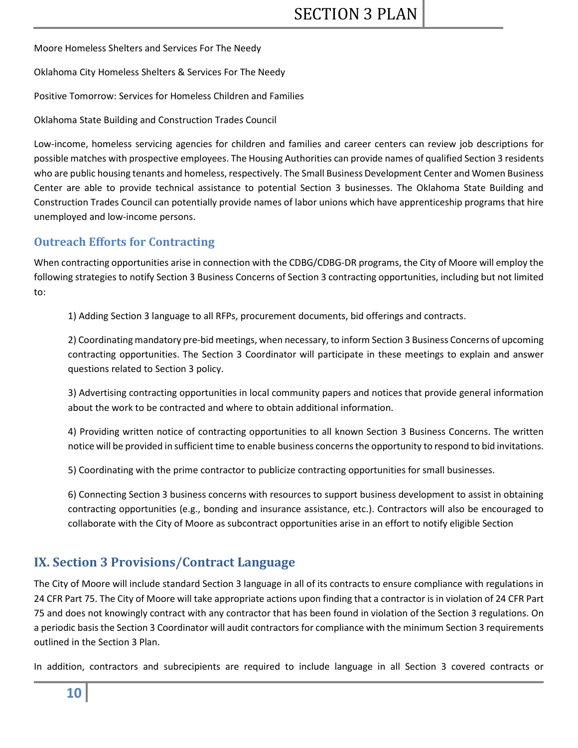Moore Homeless Shelters and Services For The Needy

Oklahoma City Homeless Shelters & Services For The Needy

Positive Tomorrow: Services for Homeless Children and Families

Oklahoma State Building and Construction Trades Council

Low-income, homeless servicing agencies for children and families and career centers can review job descriptions for possible matches with prospective employees. The Housing Authorities can provide names of qualified Section 3 residents who are public housing tenants and homeless, respectively. The Small Business Development Center and Women Business Center are able to provide technical assistance to potential Section 3 businesses. The Oklahoma State Building and Construction Trades Council can potentially provide names of labor unions which have apprenticeship programs that hire unemployed and low-income persons.

### Outreach Efforts for Contracting

When contracting opportunities arise in connection with the CDBG/CDBG-DR programs, the City of Moore will employ the following strategies to notify Section 3 Business Concerns of Section 3 contracting opportunities, including but not limited to:

1) Adding Section 3 language to all RFPs, procurement documents, bid offerings and contracts.

2) Coordinating mandatory pre-bid meetings, when necessary, to inform Section 3 Business Concerns of upcoming contracting opportunities. The Section 3 Coordinator will participate in these meetings to explain and answer questions related to Section 3 policy.

3) Advertising contracting opportunities in local community papers and notices that provide general information about the work to be contracted and where to obtain additional information.

4) Providing written notice of contracting opportunities to all known Section 3 Business Concerns. The written notice will be provided in sufficient time to enable business concerns the opportunity to respond to bid invitations.

5) Coordinating with the prime contractor to publicize contracting opportunities for small businesses.

6) Connecting Section 3 business concerns with resources to support business development to assist in obtaining contracting opportunities (e.g., bonding and insurance assistance, etc.). Contractors will also be encouraged to collaborate with the City of Moore as subcontract opportunities arise in an effort to notify eligible Section

## IX. Section 3 Provisions/Contract Language

The City of Moore will include standard Section 3 language in all of its contracts to ensure compliance with regulations in 24 CFR Part 75. The City of Moore will take appropriate actions upon finding that a contractor is in violation of 24 CFR Part 75 and does not knowingly contract with any contractor that has been found in violation of the Section 3 regulations. On a periodic basis the Section 3 Coordinator will audit contractors for compliance with the minimum Section 3 requirements outlined in the Section 3 Plan.

In addition, contractors and subrecipients are required to include language in all Section 3 covered contracts or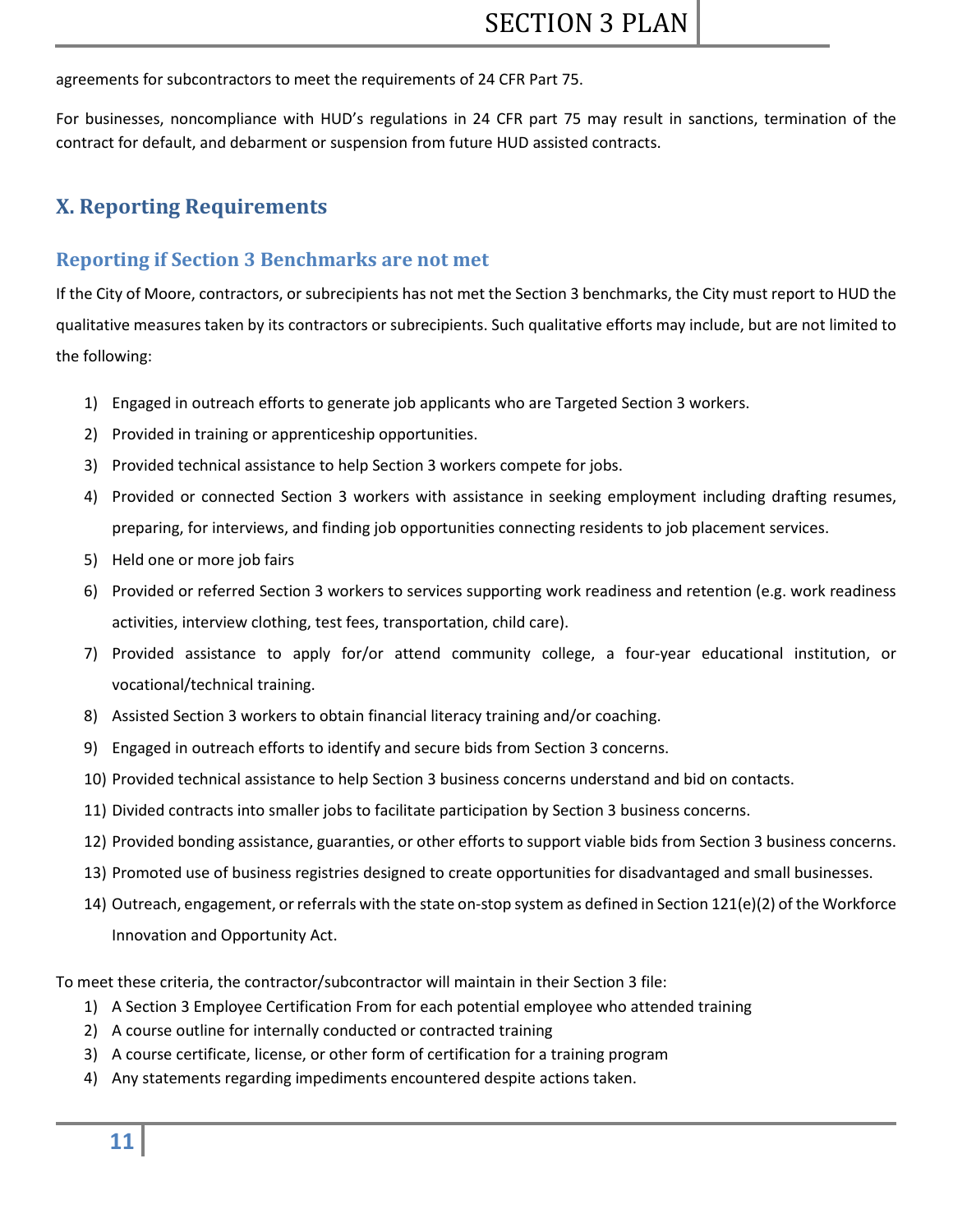agreements for subcontractors to meet the requirements of 24 CFR Part 75.

For businesses, noncompliance with HUD's regulations in 24 CFR part 75 may result in sanctions, termination of the contract for default, and debarment or suspension from future HUD assisted contracts.

## X. Reporting Requirements

### Reporting if Section 3 Benchmarks are not met

If the City of Moore, contractors, or subrecipients has not met the Section 3 benchmarks, the City must report to HUD the qualitative measures taken by its contractors or subrecipients. Such qualitative efforts may include, but are not limited to the following:

1) Engaged in outreach efforts to generate job applicants who are Targeted Section 3 workers.
2) Provided in training or apprenticeship opportunities.
3) Provided technical assistance to help Section 3 workers compete for jobs.
4) Provided or connected Section 3 workers with assistance in seeking employment including drafting resumes, preparing, for interviews, and finding job opportunities connecting residents to job placement services.
5) Held one or more job fairs
6) Provided or referred Section 3 workers to services supporting work readiness and retention (e.g. work readiness activities, interview clothing, test fees, transportation, child care).
7) Provided assistance to apply for/or attend community college, a four-year educational institution, or vocational/technical training.
8) Assisted Section 3 workers to obtain financial literacy training and/or coaching.
9) Engaged in outreach efforts to identify and secure bids from Section 3 concerns.
10) Provided technical assistance to help Section 3 business concerns understand and bid on contacts.
11) Divided contracts into smaller jobs to facilitate participation by Section 3 business concerns.
12) Provided bonding assistance, guaranties, or other efforts to support viable bids from Section 3 business concerns.
13) Promoted use of business registries designed to create opportunities for disadvantaged and small businesses.
14) Outreach, engagement, or referrals with the state on-stop system as defined in Section 121(e)(2) of the Workforce Innovation and Opportunity Act.

To meet these criteria, the contractor/subcontractor will maintain in their Section 3 file:

1) A Section 3 Employee Certification From for each potential employee who attended training
2) A course outline for internally conducted or contracted training
3) A course certificate, license, or other form of certification for a training program
4) Any statements regarding impediments encountered despite actions taken.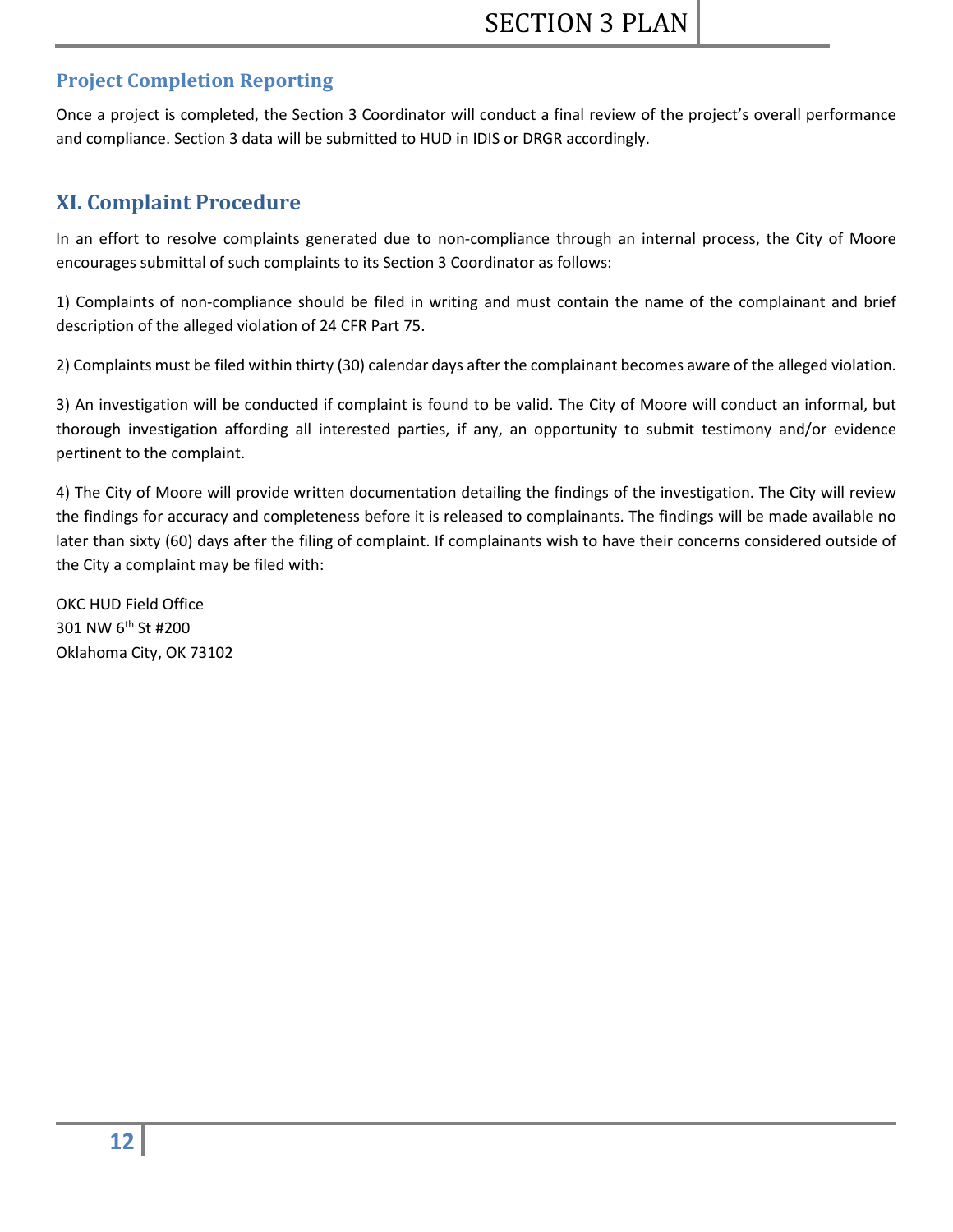### Project Completion Reporting

Once a project is completed, the Section 3 Coordinator will conduct a final review of the project's overall performance and compliance. Section 3 data will be submitted to HUD in IDIS or DRGR accordingly.

## XI. Complaint Procedure

In an effort to resolve complaints generated due to non-compliance through an internal process, the City of Moore encourages submittal of such complaints to its Section 3 Coordinator as follows:

1) Complaints of non-compliance should be filed in writing and must contain the name of the complainant and brief description of the alleged violation of 24 CFR Part 75.

2) Complaints must be filed within thirty (30) calendar days after the complainant becomes aware of the alleged violation.

3) An investigation will be conducted if complaint is found to be valid. The City of Moore will conduct an informal, but thorough investigation affording all interested parties, if any, an opportunity to submit testimony and/or evidence pertinent to the complaint.

4) The City of Moore will provide written documentation detailing the findings of the investigation. The City will review the findings for accuracy and completeness before it is released to complainants. The findings will be made available no later than sixty (60) days after the filing of complaint. If complainants wish to have their concerns considered outside of the City a complaint may be filed with:

OKC HUD Field Office
301 NW 6th St #200
Oklahoma City, OK 73102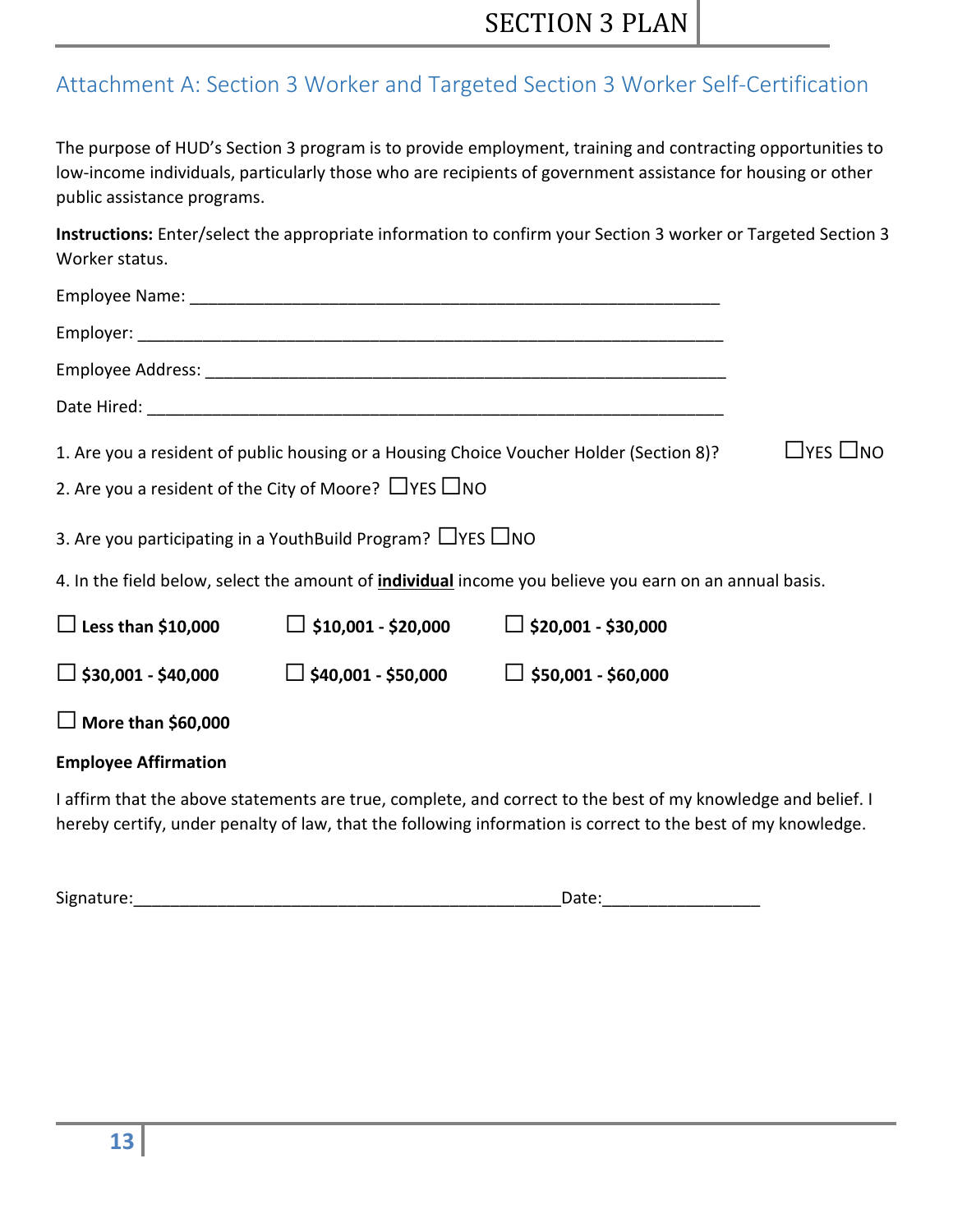## Attachment A: Section 3 Worker and Targeted Section 3 Worker Self-Certification

The purpose of HUD's Section 3 program is to provide employment, training and contracting opportunities to low-income individuals, particularly those who are recipients of government assistance for housing or other public assistance programs.

**Instructions:** Enter/select the appropriate information to confirm your Section 3 worker or Targeted Section 3 Worker status.

Employee Name: ___________________________________________________________

Employer: _______________________________________________________________

Employee Address: ________________________________________________________

Date Hired: ______________________________________________________________

1. Are you a resident of public housing or a Housing Choice Voucher Holder (Section 8)? ☐YES ☐NO

2. Are you a resident of the City of Moore? ☐YES ☐NO

3. Are you participating in a YouthBuild Program? ☐YES ☐NO

4. In the field below, select the amount of **individual** income you believe you earn on an annual basis.

☐ **Less than $10,000** ☐ **$10,001 - $20,000** ☐ **$20,001 - $30,000**

☐ **$30,001 - $40,000** ☐ **$40,001 - $50,000** ☐ **$50,001 - $60,000**

☐ **More than $60,000**

**Employee Affirmation**

I affirm that the above statements are true, complete, and correct to the best of my knowledge and belief. I hereby certify, under penalty of law, that the following information is correct to the best of my knowledge.

Signature:______________________________________________Date:________________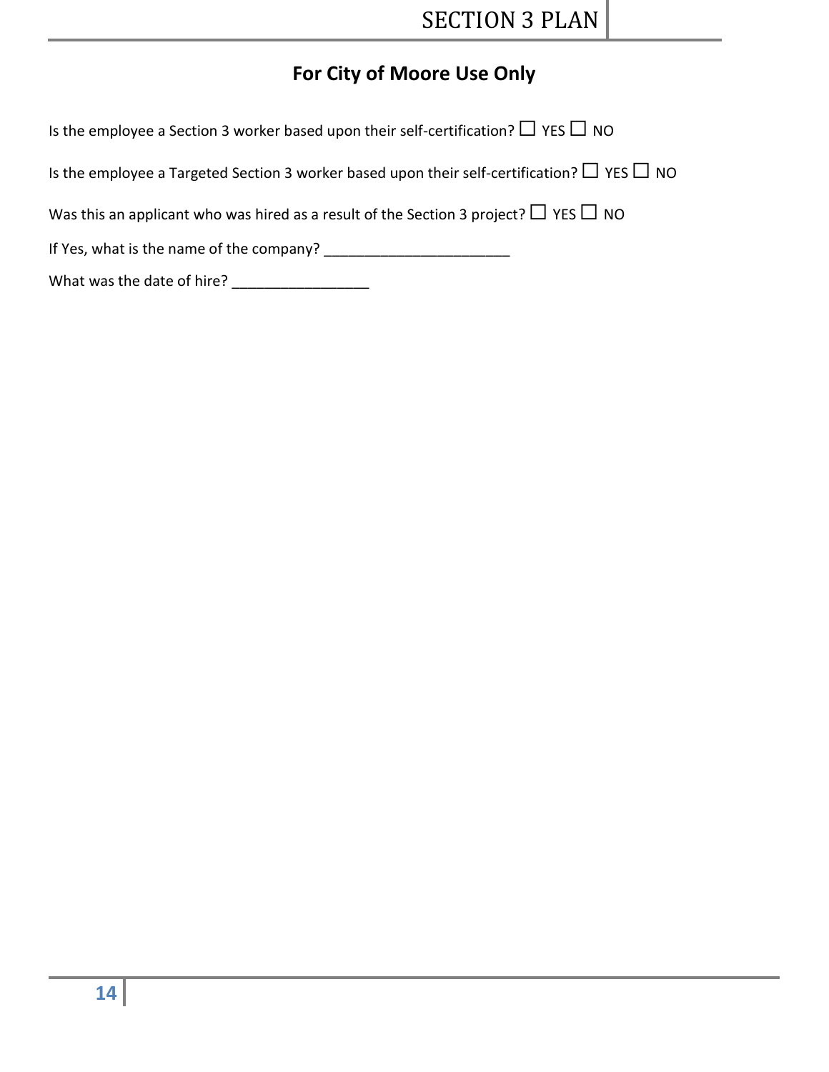## For City of Moore Use Only

Is the employee a Section 3 worker based upon their self-certification? ☐ YES ☐ NO

Is the employee a Targeted Section 3 worker based upon their self-certification? ☐ YES ☐ NO

Was this an applicant who was hired as a result of the Section 3 project? ☐ YES ☐ NO

If Yes, what is the name of the company? _______________________

What was the date of hire? _________________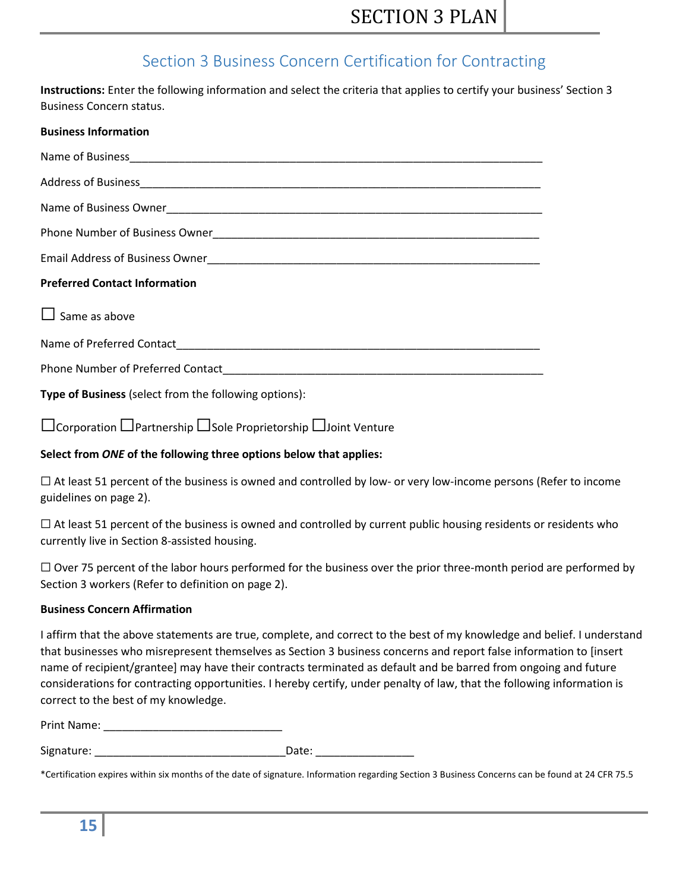## Section 3 Business Concern Certification for Contracting

**Instructions:** Enter the following information and select the criteria that applies to certify your business' Section 3 Business Concern status.

**Business Information**

Name of Business_______________________________________________________________________

Address of Business_____________________________________________________________________

Name of Business Owner__________________________________________________________________

Phone Number of Business Owner____________________________________________________________

Email Address of Business Owner____________________________________________________________

**Preferred Contact Information**

☐ Same as above

Name of Preferred Contact________________________________________________________________

Phone Number of Preferred Contact__________________________________________________________

**Type of Business** (select from the following options):

☐Corporation ☐Partnership ☐Sole Proprietorship ☐Joint Venture

**Select from *ONE* of the following three options below that applies:**

☐ At least 51 percent of the business is owned and controlled by low- or very low-income persons (Refer to income guidelines on page 2).

☐ At least 51 percent of the business is owned and controlled by current public housing residents or residents who currently live in Section 8-assisted housing.

☐ Over 75 percent of the labor hours performed for the business over the prior three-month period are performed by Section 3 workers (Refer to definition on page 2).

**Business Concern Affirmation**

I affirm that the above statements are true, complete, and correct to the best of my knowledge and belief. I understand that businesses who misrepresent themselves as Section 3 business concerns and report false information to [insert name of recipient/grantee] may have their contracts terminated as default and be barred from ongoing and future considerations for contracting opportunities. I hereby certify, under penalty of law, that the following information is correct to the best of my knowledge.

Print Name: ______________________________

Signature: ________________________________Date: ________________

*Certification expires within six months of the date of signature. Information regarding Section 3 Business Concerns can be found at 24 CFR 75.5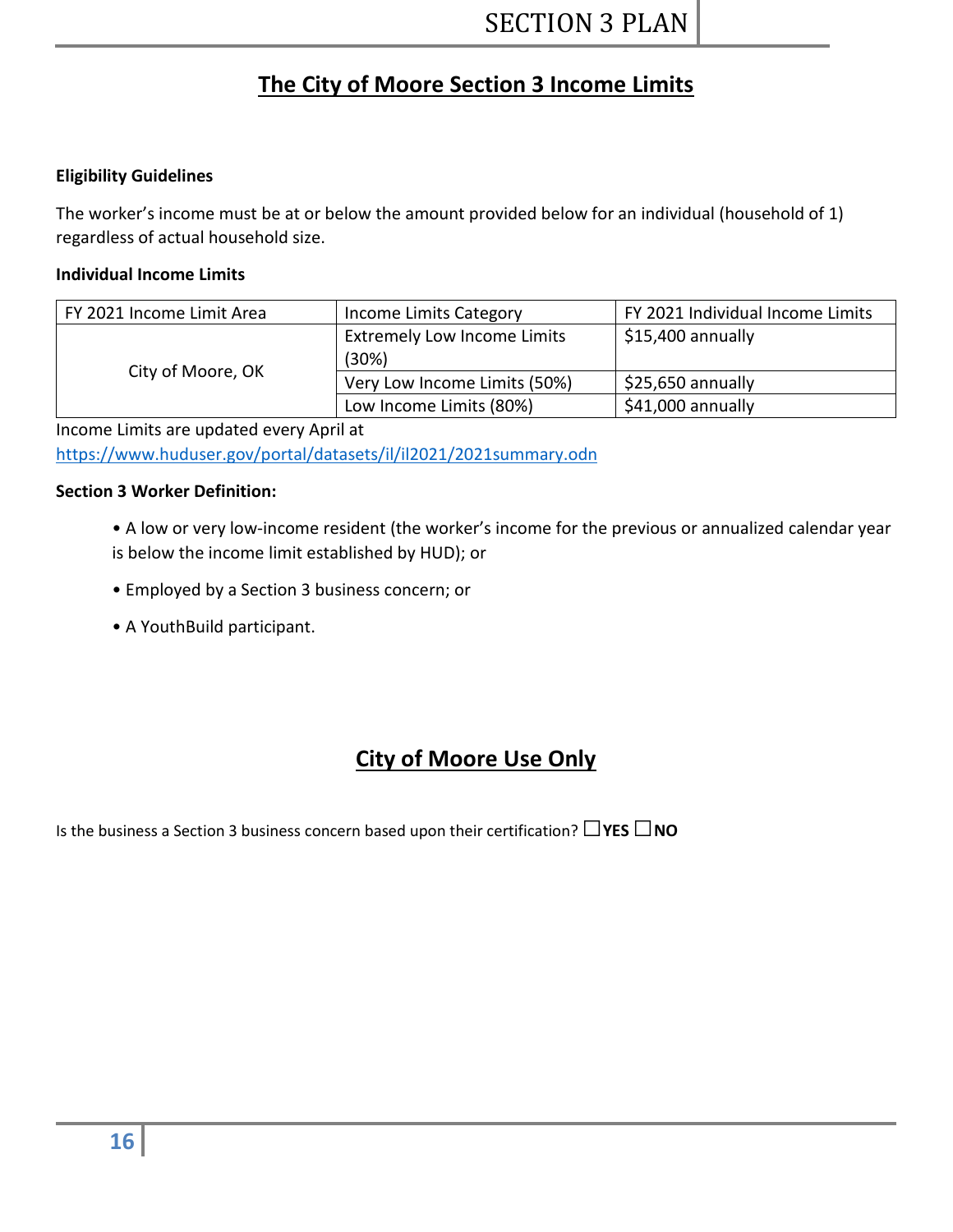# The City of Moore Section 3 Income Limits

**Eligibility Guidelines**

The worker's income must be at or below the amount provided below for an individual (household of 1) regardless of actual household size.

**Individual Income Limits**

| FY 2021 Income Limit Area | Income Limits Category | FY 2021 Individual Income Limits |
|---|---|---|
| City of Moore, OK | Extremely Low Income Limits (30%) | $15,400 annually |
| | Very Low Income Limits (50%) | $25,650 annually |
| | Low Income Limits (80%) | $41,000 annually |

Income Limits are updated every April at
https://www.huduser.gov/portal/datasets/il/il2021/2021summary.odn

**Section 3 Worker Definition:**

- A low or very low-income resident (the worker's income for the previous or annualized calendar year is below the income limit established by HUD); or
- Employed by a Section 3 business concern; or
- A YouthBuild participant.

# City of Moore Use Only

Is the business a Section 3 business concern based upon their certification? ☐**YES** ☐**NO**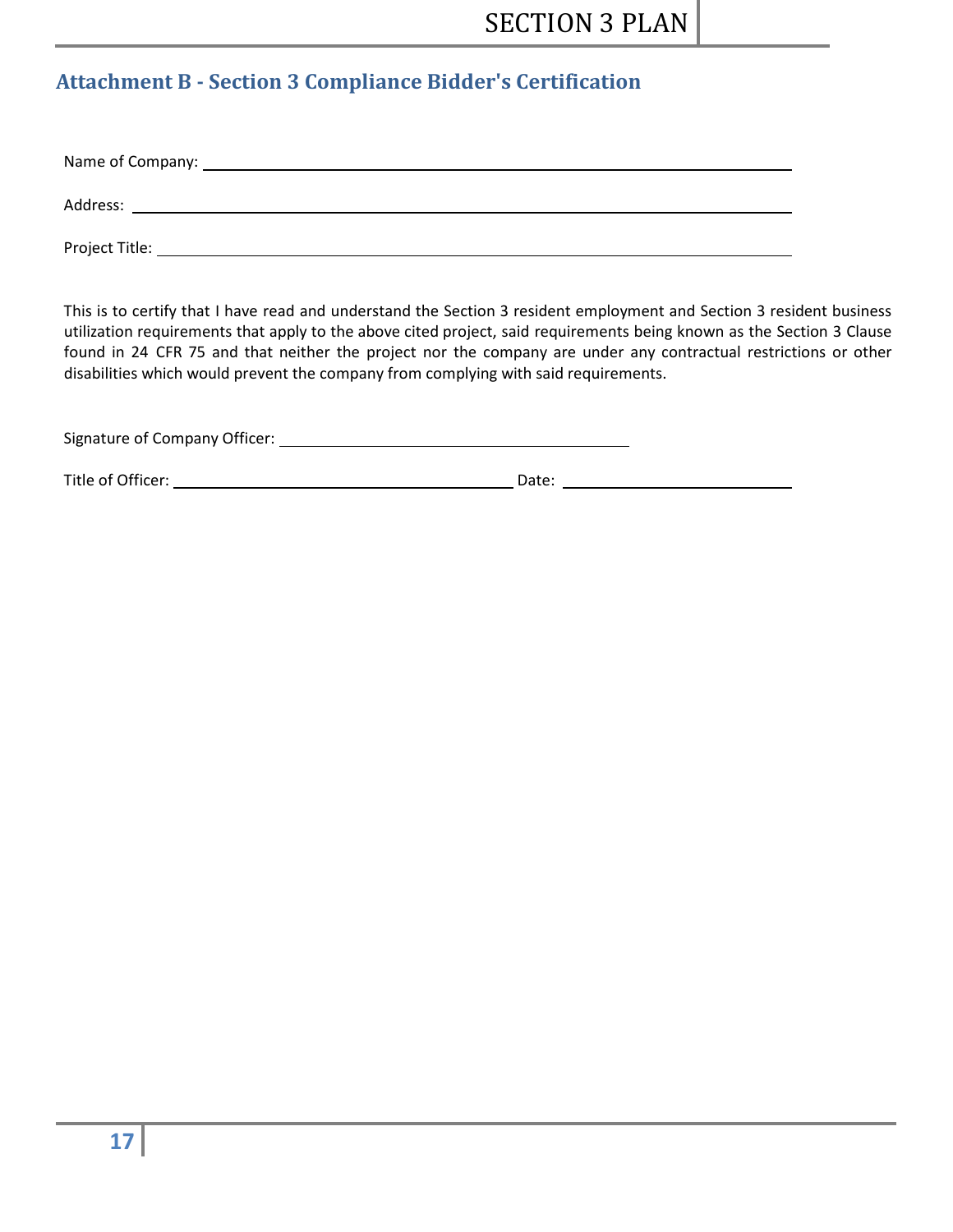## Attachment B - Section 3 Compliance Bidder's Certification

Name of Company: ______________________________________________________________

Address: ______________________________________________________________

Project Title: ______________________________________________________________

This is to certify that I have read and understand the Section 3 resident employment and Section 3 resident business utilization requirements that apply to the above cited project, said requirements being known as the Section 3 Clause found in 24 CFR 75 and that neither the project nor the company are under any contractual restrictions or other disabilities which would prevent the company from complying with said requirements.

Signature of Company Officer: ________________________________________

Title of Officer: ________________________________________ Date: ___________________________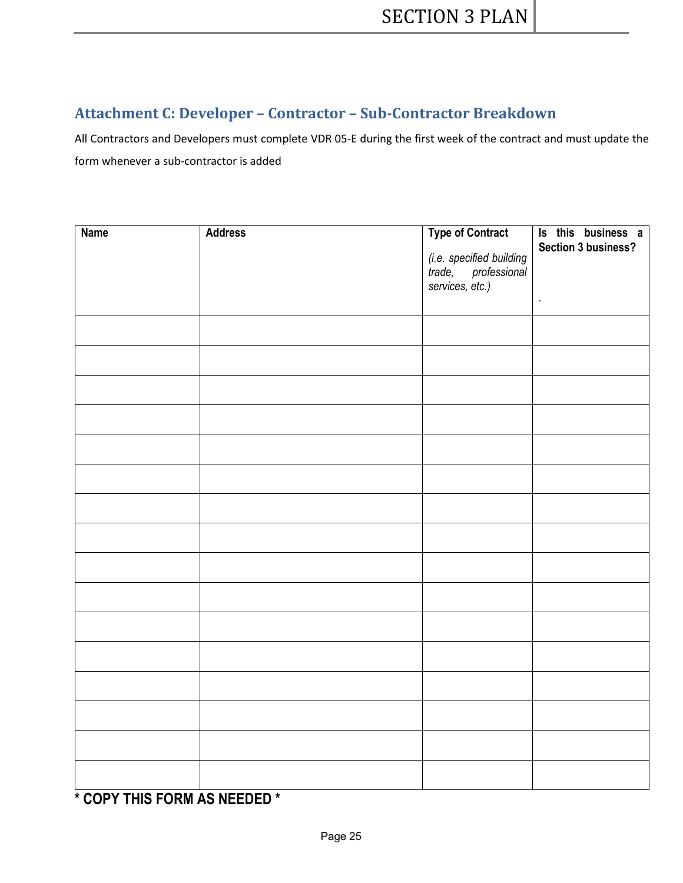## Attachment C: Developer – Contractor – Sub-Contractor Breakdown

All Contractors and Developers must complete VDR 05-E during the first week of the contract and must update the form whenever a sub-contractor is added

| **Name** | **Address** | **Type of Contract** *(i.e. specified building trade, professional services, etc.)* | **Is this business a Section 3 business?** . |
|---|---|---|---|
| | | | |
| | | | |
| | | | |
| | | | |
| | | | |
| | | | |
| | | | |
| | | | |
| | | | |
| | | | |
| | | | |
| | | | |
| | | | |
| | | | |
| | | | |
| | | | |

**\* COPY THIS FORM AS NEEDED \***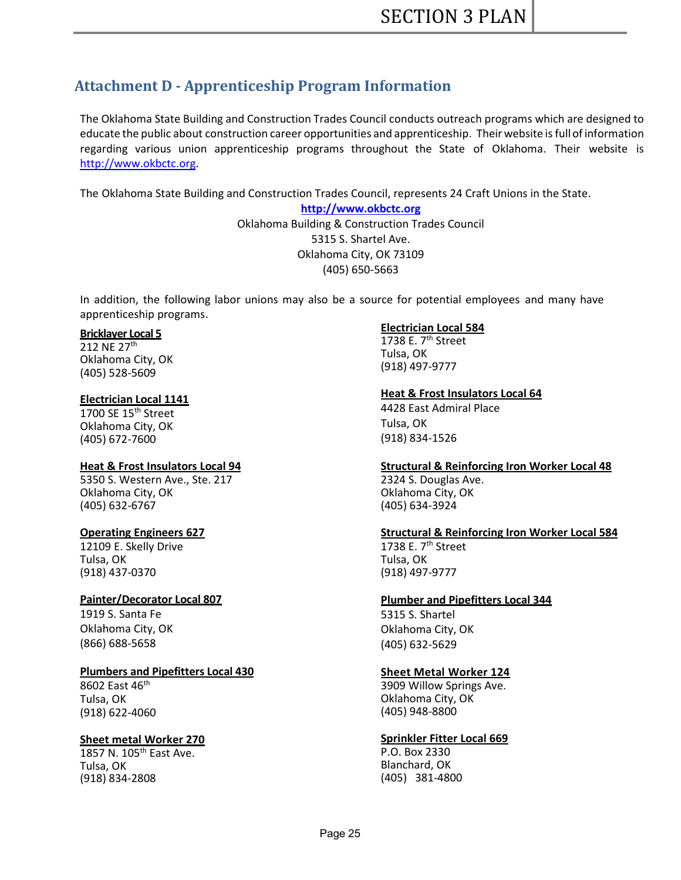## Attachment D - Apprenticeship Program Information

The Oklahoma State Building and Construction Trades Council conducts outreach programs which are designed to educate the public about construction career opportunities and apprenticeship. Their website is full of information regarding various union apprenticeship programs throughout the State of Oklahoma. Their website is http://www.okbctc.org.

The Oklahoma State Building and Construction Trades Council, represents 24 Craft Unions in the State.

**http://www.okbctc.org**
Oklahoma Building & Construction Trades Council
5315 S. Shartel Ave.
Oklahoma City, OK 73109
(405) 650-5663

In addition, the following labor unions may also be a source for potential employees and many have apprenticeship programs.

**Bricklayer Local 5**
212 NE 27th
Oklahoma City, OK
(405) 528-5609

**Electrician Local 1141**
1700 SE 15th Street
Oklahoma City, OK
(405) 672-7600

**Heat & Frost Insulators Local 94**
5350 S. Western Ave., Ste. 217
Oklahoma City, OK
(405) 632-6767

**Operating Engineers 627**
12109 E. Skelly Drive
Tulsa, OK
(918) 437-0370

**Painter/Decorator Local 807**
1919 S. Santa Fe
Oklahoma City, OK
(866) 688-5658

**Plumbers and Pipefitters Local 430**
8602 East 46th
Tulsa, OK
(918) 622-4060

**Sheet metal Worker 270**
1857 N. 105th East Ave.
Tulsa, OK
(918) 834-2808

**Electrician Local 584**
1738 E. 7th Street
Tulsa, OK
(918) 497-9777

**Heat & Frost Insulators Local 64**
4428 East Admiral Place
Tulsa, OK
(918) 834-1526

**Structural & Reinforcing Iron Worker Local 48**
2324 S. Douglas Ave.
Oklahoma City, OK
(405) 634-3924

**Structural & Reinforcing Iron Worker Local 584**
1738 E. 7th Street
Tulsa, OK
(918) 497-9777

**Plumber and Pipefitters Local 344**
5315 S. Shartel
Oklahoma City, OK
(405) 632-5629

**Sheet Metal Worker 124**
3909 Willow Springs Ave.
Oklahoma City, OK
(405) 948-8800

**Sprinkler Fitter Local 669**
P.O. Box 2330
Blanchard, OK
(405) 381-4800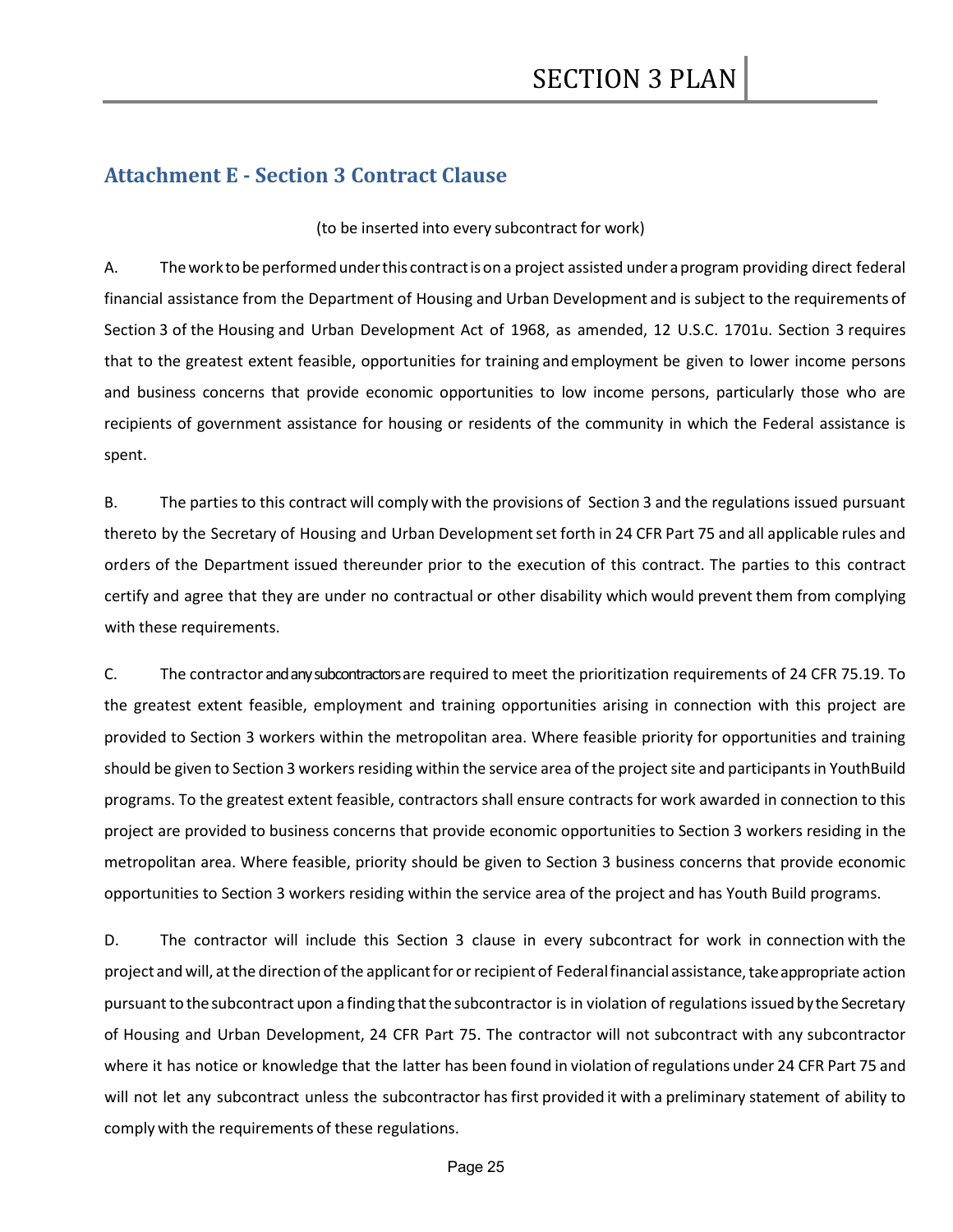## Attachment E - Section 3 Contract Clause

(to be inserted into every subcontract for work)

A. The work to be performed under this contract is on a project assisted under a program providing direct federal financial assistance from the Department of Housing and Urban Development and is subject to the requirements of Section 3 of the Housing and Urban Development Act of 1968, as amended, 12 U.S.C. 1701u. Section 3 requires that to the greatest extent feasible, opportunities for training and employment be given to lower income persons and business concerns that provide economic opportunities to low income persons, particularly those who are recipients of government assistance for housing or residents of the community in which the Federal assistance is spent.

B. The parties to this contract will comply with the provisions of Section 3 and the regulations issued pursuant thereto by the Secretary of Housing and Urban Development set forth in 24 CFR Part 75 and all applicable rules and orders of the Department issued thereunder prior to the execution of this contract. The parties to this contract certify and agree that they are under no contractual or other disability which would prevent them from complying with these requirements.

C. The contractor and any subcontractors are required to meet the prioritization requirements of 24 CFR 75.19. To the greatest extent feasible, employment and training opportunities arising in connection with this project are provided to Section 3 workers within the metropolitan area. Where feasible priority for opportunities and training should be given to Section 3 workers residing within the service area of the project site and participants in YouthBuild programs. To the greatest extent feasible, contractors shall ensure contracts for work awarded in connection to this project are provided to business concerns that provide economic opportunities to Section 3 workers residing in the metropolitan area. Where feasible, priority should be given to Section 3 business concerns that provide economic opportunities to Section 3 workers residing within the service area of the project and has Youth Build programs.

D. The contractor will include this Section 3 clause in every subcontract for work in connection with the project and will, at the direction of the applicant for or recipient of Federal financial assistance, take appropriate action pursuant to the subcontract upon a finding that the subcontractor is in violation of regulations issued by the Secretary of Housing and Urban Development, 24 CFR Part 75. The contractor will not subcontract with any subcontractor where it has notice or knowledge that the latter has been found in violation of regulations under 24 CFR Part 75 and will not let any subcontract unless the subcontractor has first provided it with a preliminary statement of ability to comply with the requirements of these regulations.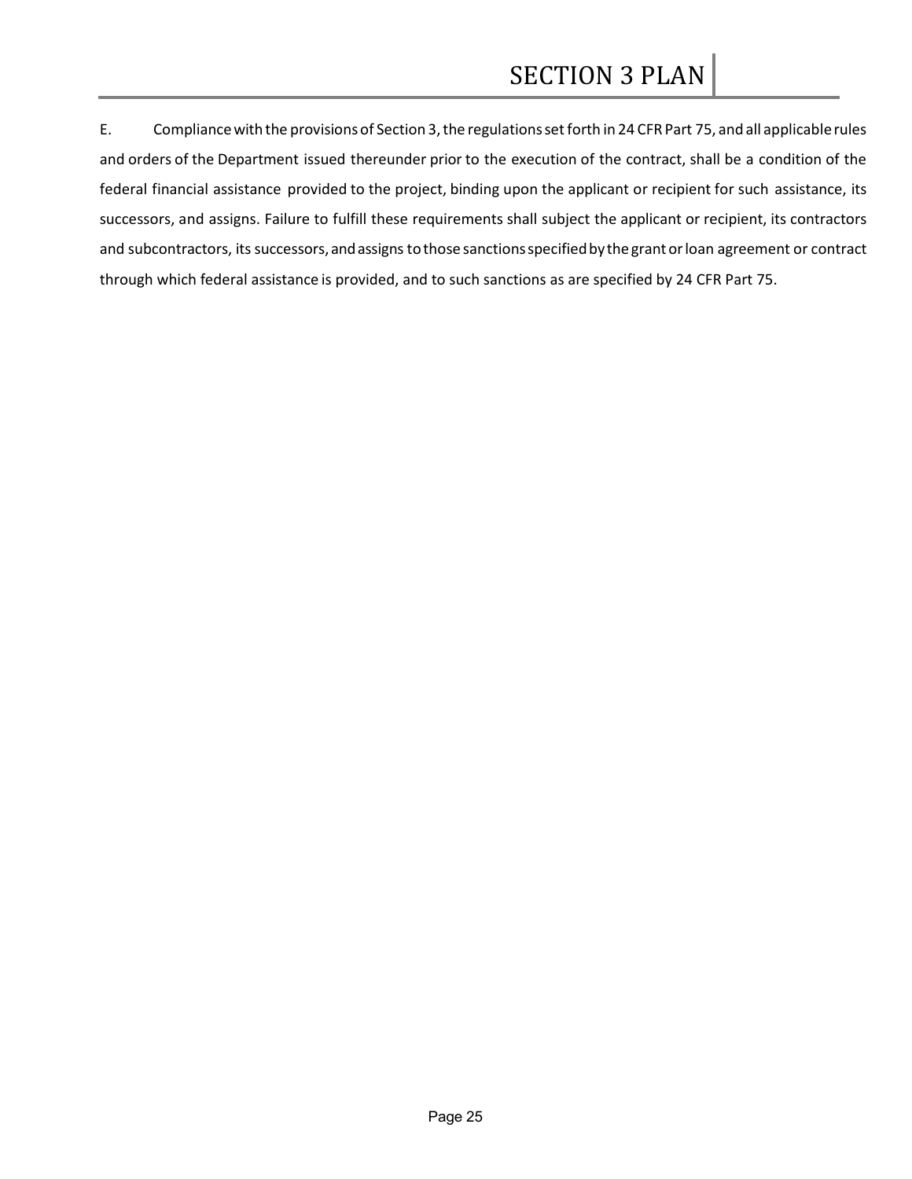E. Compliance with the provisions of Section 3, the regulations set forth in 24 CFR Part 75, and all applicable rules and orders of the Department issued thereunder prior to the execution of the contract, shall be a condition of the federal financial assistance provided to the project, binding upon the applicant or recipient for such assistance, its successors, and assigns. Failure to fulfill these requirements shall subject the applicant or recipient, its contractors and subcontractors, its successors, and assigns to those sanctions specified by the grant or loan agreement or contract through which federal assistance is provided, and to such sanctions as are specified by 24 CFR Part 75.